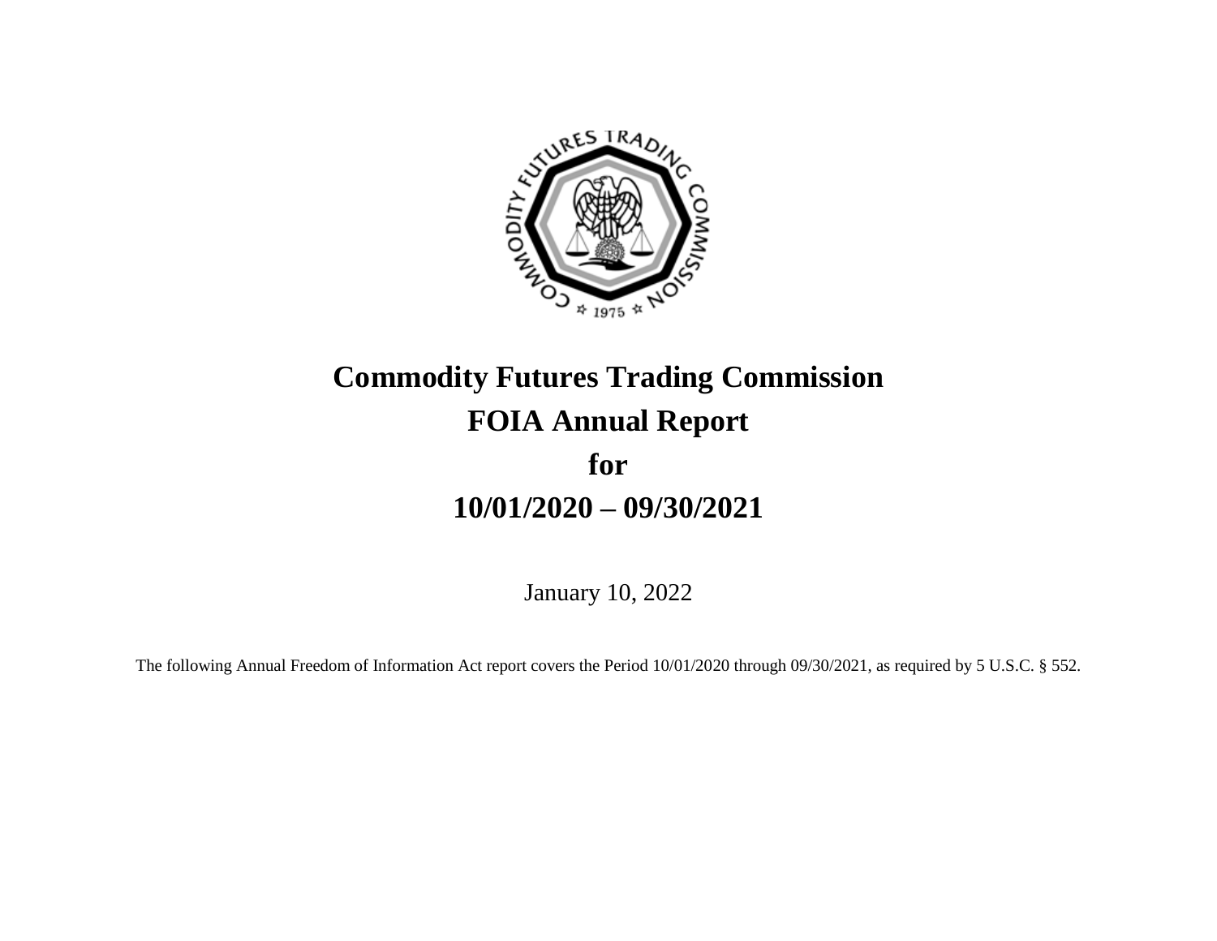# Commodity Futures Trading Commission
# FOIA Annual Report
# for
# 10/01/2020 – 09/30/2021

January 10, 2022

The following Annual Freedom of Information Act report covers the Period 10/01/2020 through 09/30/2021, as required by 5 U.S.C. § 552.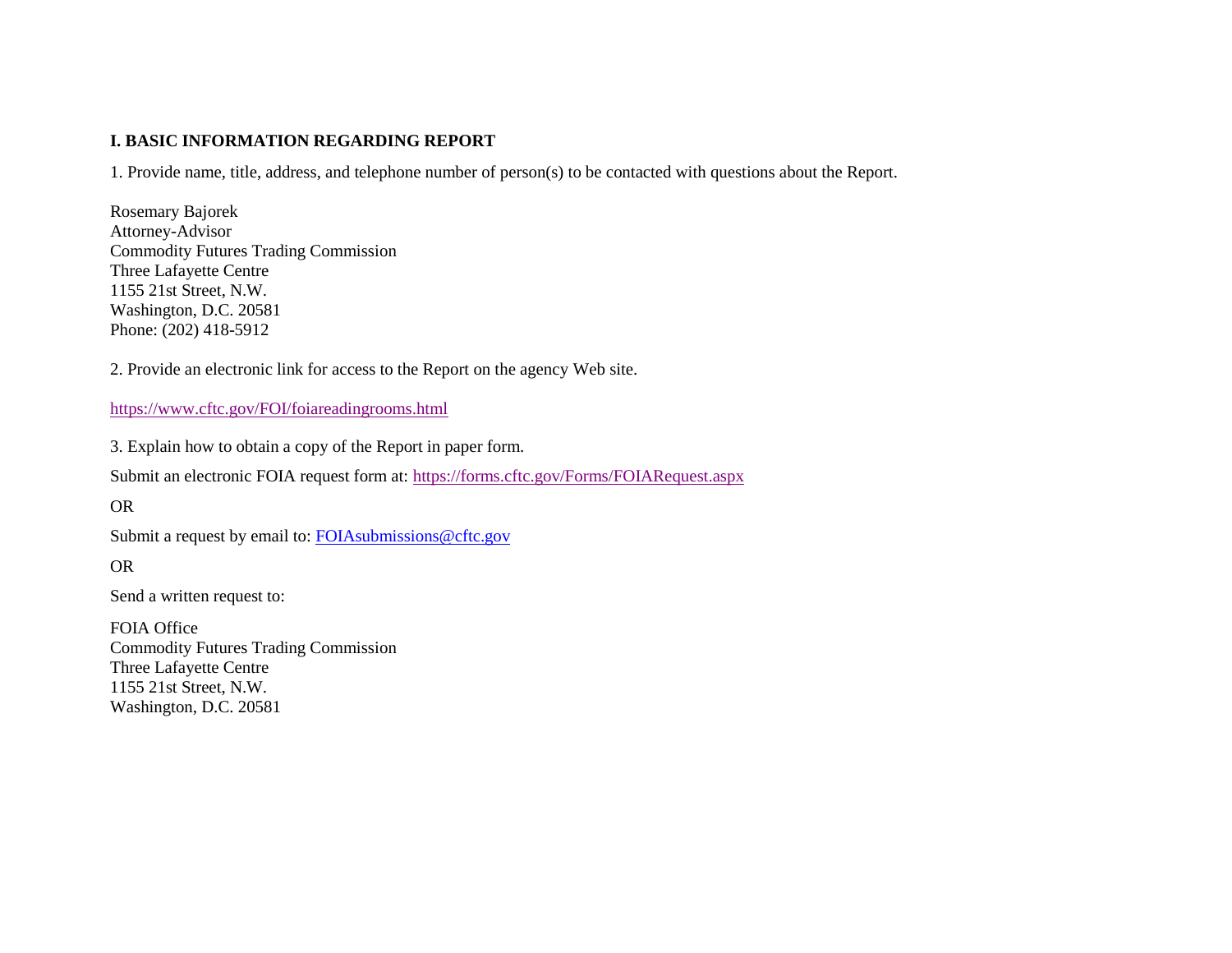## I. BASIC INFORMATION REGARDING REPORT

1. Provide name, title, address, and telephone number of person(s) to be contacted with questions about the Report.

Rosemary Bajorek
Attorney-Advisor
Commodity Futures Trading Commission
Three Lafayette Centre
1155 21st Street, N.W.
Washington, D.C. 20581
Phone: (202) 418-5912

2. Provide an electronic link for access to the Report on the agency Web site.

https://www.cftc.gov/FOI/foiareadingrooms.html

3. Explain how to obtain a copy of the Report in paper form.

Submit an electronic FOIA request form at: https://forms.cftc.gov/Forms/FOIARequest.aspx

OR

Submit a request by email to: FOIAsubmissions@cftc.gov

OR

Send a written request to:

FOIA Office
Commodity Futures Trading Commission
Three Lafayette Centre
1155 21st Street, N.W.
Washington, D.C. 20581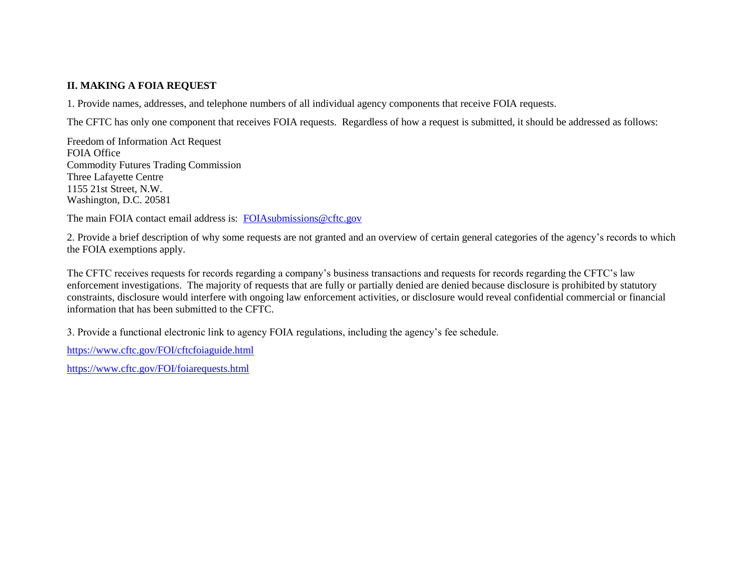## II. MAKING A FOIA REQUEST

1. Provide names, addresses, and telephone numbers of all individual agency components that receive FOIA requests.

The CFTC has only one component that receives FOIA requests. Regardless of how a request is submitted, it should be addressed as follows:

Freedom of Information Act Request
FOIA Office
Commodity Futures Trading Commission
Three Lafayette Centre
1155 21st Street, N.W.
Washington, D.C. 20581

The main FOIA contact email address is: FOIAsubmissions@cftc.gov

2. Provide a brief description of why some requests are not granted and an overview of certain general categories of the agency's records to which the FOIA exemptions apply.

The CFTC receives requests for records regarding a company's business transactions and requests for records regarding the CFTC's law enforcement investigations. The majority of requests that are fully or partially denied are denied because disclosure is prohibited by statutory constraints, disclosure would interfere with ongoing law enforcement activities, or disclosure would reveal confidential commercial or financial information that has been submitted to the CFTC.

3. Provide a functional electronic link to agency FOIA regulations, including the agency's fee schedule.

https://www.cftc.gov/FOI/cftcfoiaguide.html

https://www.cftc.gov/FOI/foiarequests.html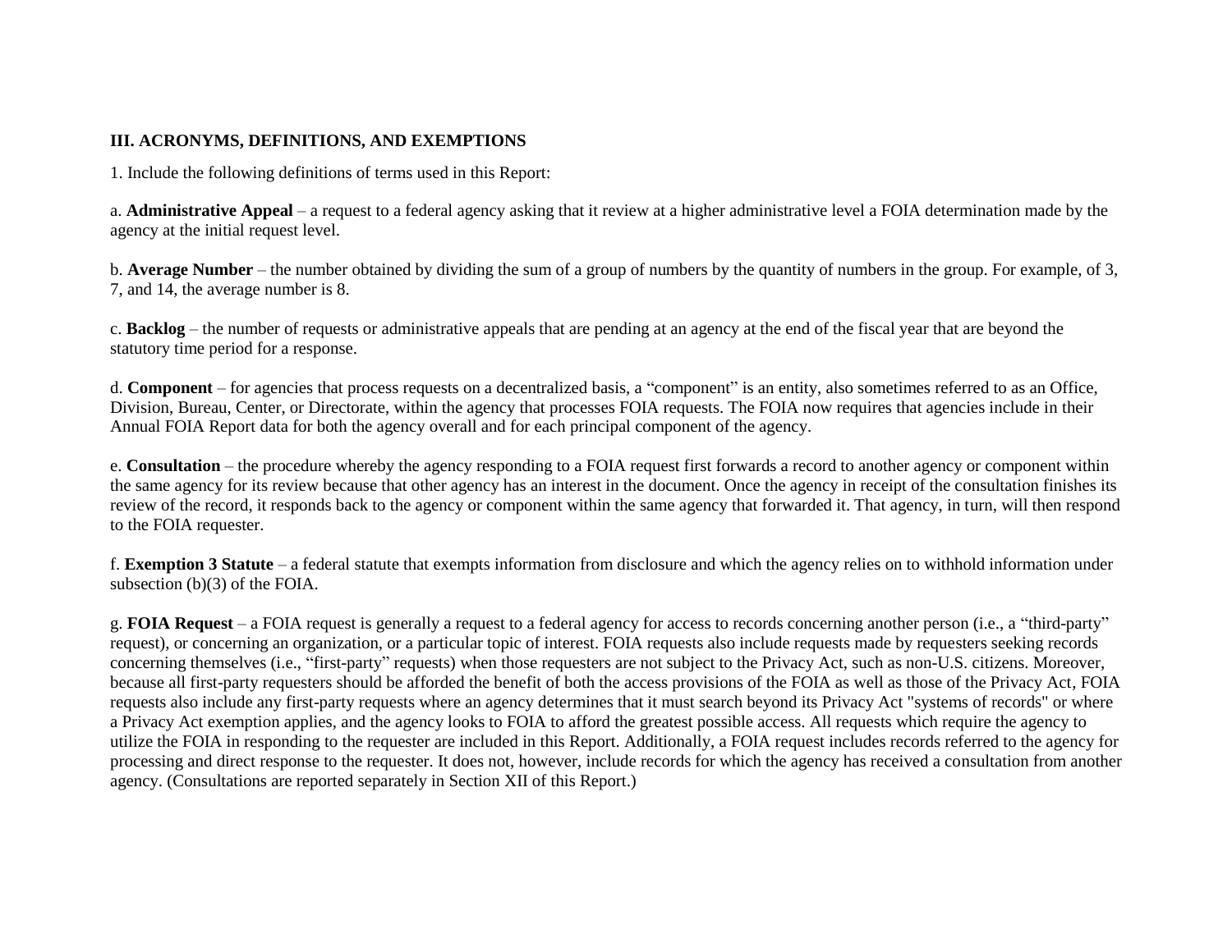## III. ACRONYMS, DEFINITIONS, AND EXEMPTIONS

1. Include the following definitions of terms used in this Report:

a. **Administrative Appeal** – a request to a federal agency asking that it review at a higher administrative level a FOIA determination made by the agency at the initial request level.

b. **Average Number** – the number obtained by dividing the sum of a group of numbers by the quantity of numbers in the group. For example, of 3, 7, and 14, the average number is 8.

c. **Backlog** – the number of requests or administrative appeals that are pending at an agency at the end of the fiscal year that are beyond the statutory time period for a response.

d. **Component** – for agencies that process requests on a decentralized basis, a "component" is an entity, also sometimes referred to as an Office, Division, Bureau, Center, or Directorate, within the agency that processes FOIA requests. The FOIA now requires that agencies include in their Annual FOIA Report data for both the agency overall and for each principal component of the agency.

e. **Consultation** – the procedure whereby the agency responding to a FOIA request first forwards a record to another agency or component within the same agency for its review because that other agency has an interest in the document. Once the agency in receipt of the consultation finishes its review of the record, it responds back to the agency or component within the same agency that forwarded it. That agency, in turn, will then respond to the FOIA requester.

f. **Exemption 3 Statute** – a federal statute that exempts information from disclosure and which the agency relies on to withhold information under subsection (b)(3) of the FOIA.

g. **FOIA Request** – a FOIA request is generally a request to a federal agency for access to records concerning another person (i.e., a "third-party" request), or concerning an organization, or a particular topic of interest. FOIA requests also include requests made by requesters seeking records concerning themselves (i.e., "first-party" requests) when those requesters are not subject to the Privacy Act, such as non-U.S. citizens. Moreover, because all first-party requesters should be afforded the benefit of both the access provisions of the FOIA as well as those of the Privacy Act, FOIA requests also include any first-party requests where an agency determines that it must search beyond its Privacy Act "systems of records" or where a Privacy Act exemption applies, and the agency looks to FOIA to afford the greatest possible access. All requests which require the agency to utilize the FOIA in responding to the requester are included in this Report. Additionally, a FOIA request includes records referred to the agency for processing and direct response to the requester. It does not, however, include records for which the agency has received a consultation from another agency. (Consultations are reported separately in Section XII of this Report.)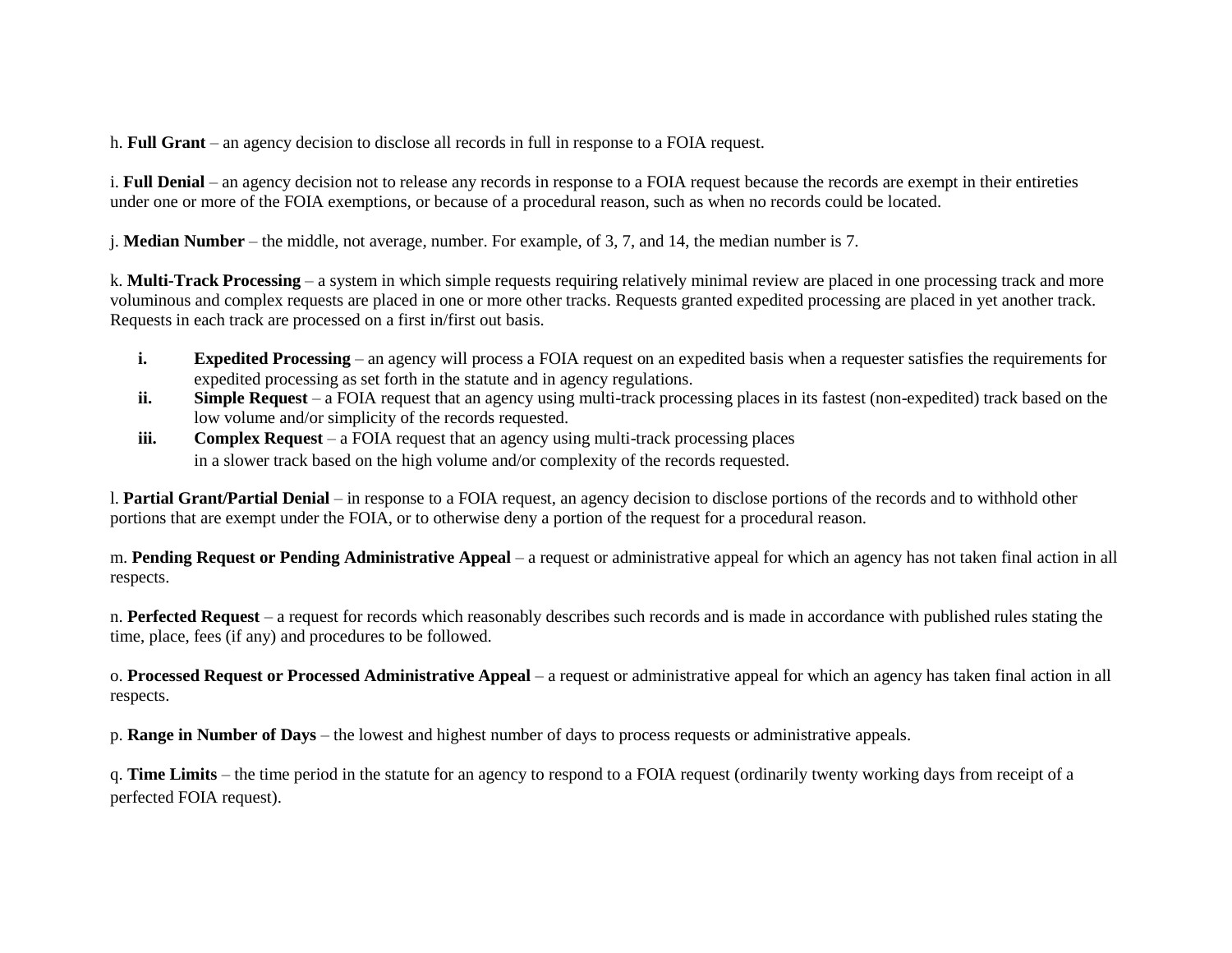h. **Full Grant** – an agency decision to disclose all records in full in response to a FOIA request.

i. **Full Denial** – an agency decision not to release any records in response to a FOIA request because the records are exempt in their entireties under one or more of the FOIA exemptions, or because of a procedural reason, such as when no records could be located.

j. **Median Number** – the middle, not average, number. For example, of 3, 7, and 14, the median number is 7.

k. **Multi-Track Processing** – a system in which simple requests requiring relatively minimal review are placed in one processing track and more voluminous and complex requests are placed in one or more other tracks. Requests granted expedited processing are placed in yet another track. Requests in each track are processed on a first in/first out basis.

- **i. Expedited Processing** – an agency will process a FOIA request on an expedited basis when a requester satisfies the requirements for expedited processing as set forth in the statute and in agency regulations.
- **ii. Simple Request** – a FOIA request that an agency using multi-track processing places in its fastest (non-expedited) track based on the low volume and/or simplicity of the records requested.
- **iii. Complex Request** – a FOIA request that an agency using multi-track processing places in a slower track based on the high volume and/or complexity of the records requested.

l. **Partial Grant/Partial Denial** – in response to a FOIA request, an agency decision to disclose portions of the records and to withhold other portions that are exempt under the FOIA, or to otherwise deny a portion of the request for a procedural reason.

m. **Pending Request or Pending Administrative Appeal** – a request or administrative appeal for which an agency has not taken final action in all respects.

n. **Perfected Request** – a request for records which reasonably describes such records and is made in accordance with published rules stating the time, place, fees (if any) and procedures to be followed.

o. **Processed Request or Processed Administrative Appeal** – a request or administrative appeal for which an agency has taken final action in all respects.

p. **Range in Number of Days** – the lowest and highest number of days to process requests or administrative appeals.

q. **Time Limits** – the time period in the statute for an agency to respond to a FOIA request (ordinarily twenty working days from receipt of a perfected FOIA request).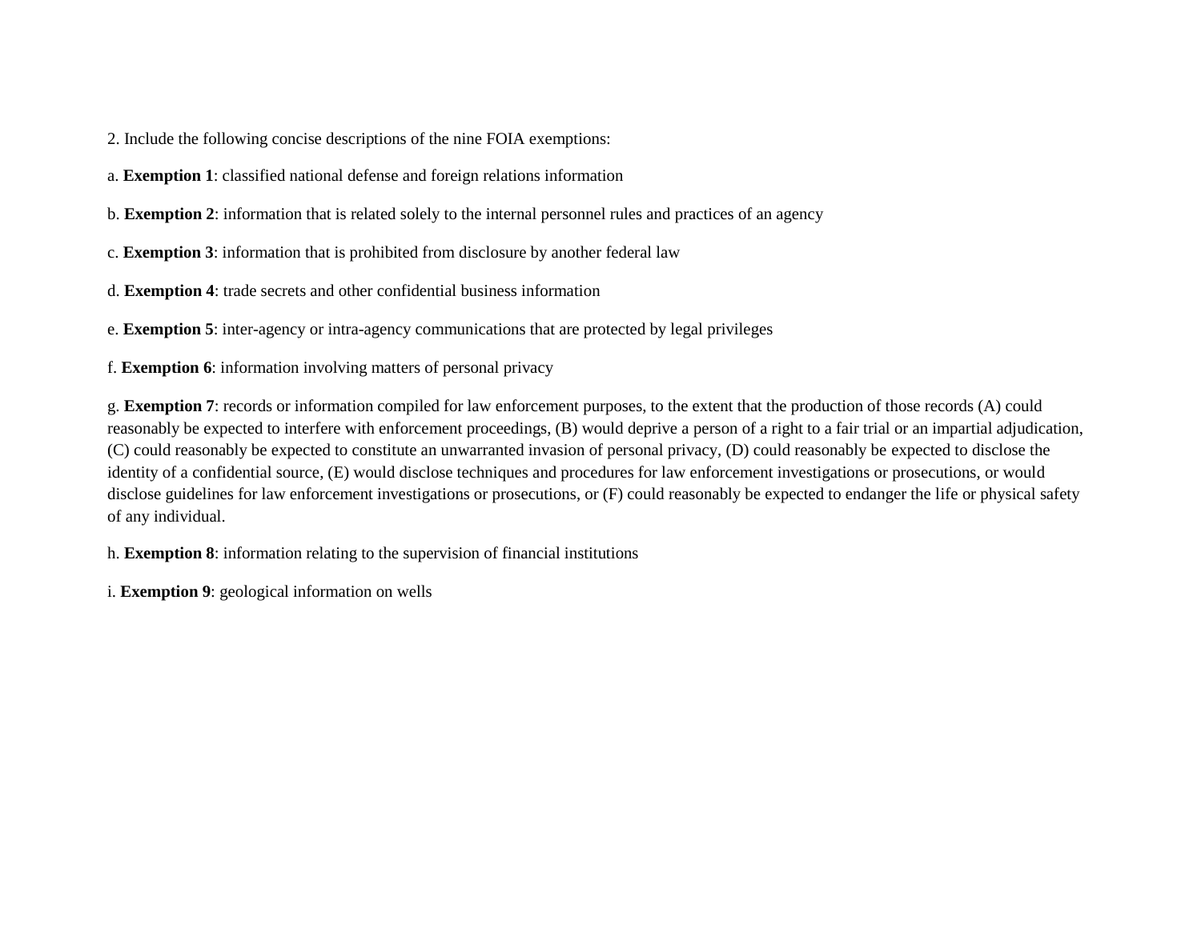2. Include the following concise descriptions of the nine FOIA exemptions:

a. **Exemption 1**: classified national defense and foreign relations information

b. **Exemption 2**: information that is related solely to the internal personnel rules and practices of an agency

c. **Exemption 3**: information that is prohibited from disclosure by another federal law

d. **Exemption 4**: trade secrets and other confidential business information

e. **Exemption 5**: inter-agency or intra-agency communications that are protected by legal privileges

f. **Exemption 6**: information involving matters of personal privacy

g. **Exemption 7**: records or information compiled for law enforcement purposes, to the extent that the production of those records (A) could reasonably be expected to interfere with enforcement proceedings, (B) would deprive a person of a right to a fair trial or an impartial adjudication, (C) could reasonably be expected to constitute an unwarranted invasion of personal privacy, (D) could reasonably be expected to disclose the identity of a confidential source, (E) would disclose techniques and procedures for law enforcement investigations or prosecutions, or would disclose guidelines for law enforcement investigations or prosecutions, or (F) could reasonably be expected to endanger the life or physical safety of any individual.

h. **Exemption 8**: information relating to the supervision of financial institutions

i. **Exemption 9**: geological information on wells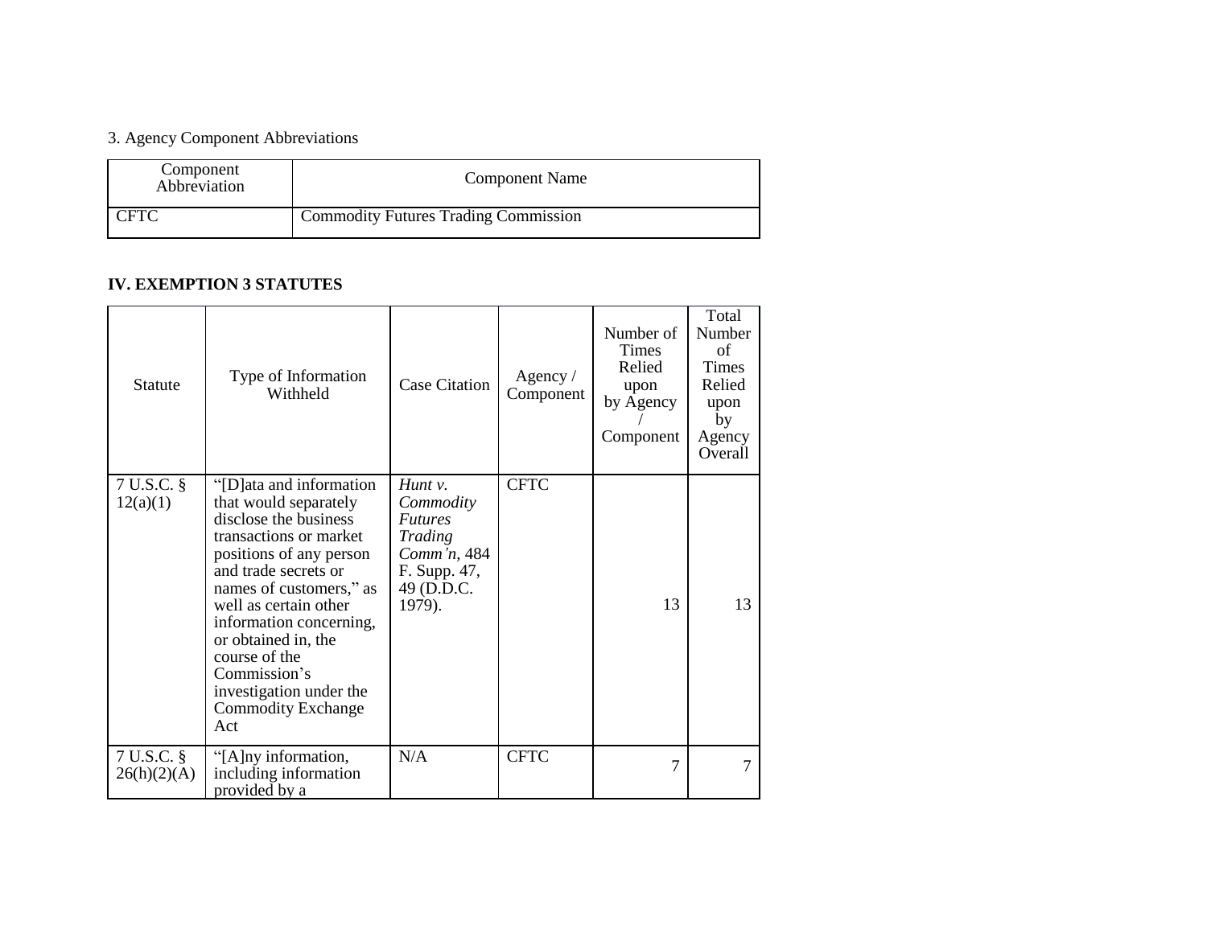3. Agency Component Abbreviations

| Component Abbreviation | Component Name |
|---|---|
| CFTC | Commodity Futures Trading Commission |

**IV. EXEMPTION 3 STATUTES**

| Statute | Type of Information Withheld | Case Citation | Agency / Component | Number of Times Relied upon by Agency / Component | Total Number of Times Relied upon by Agency Overall |
|---|---|---|---|---|---|
| 7 U.S.C. § 12(a)(1) | "[D]ata and information that would separately disclose the business transactions or market positions of any person and trade secrets or names of customers," as well as certain other information concerning, or obtained in, the course of the Commission's investigation under the Commodity Exchange Act | *Hunt v. Commodity Futures Trading Comm'n*, 484 F. Supp. 47, 49 (D.D.C. 1979). | CFTC | 13 | 13 |
| 7 U.S.C. § 26(h)(2)(A) | "[A]ny information, including information provided by a | N/A | CFTC | 7 | 7 |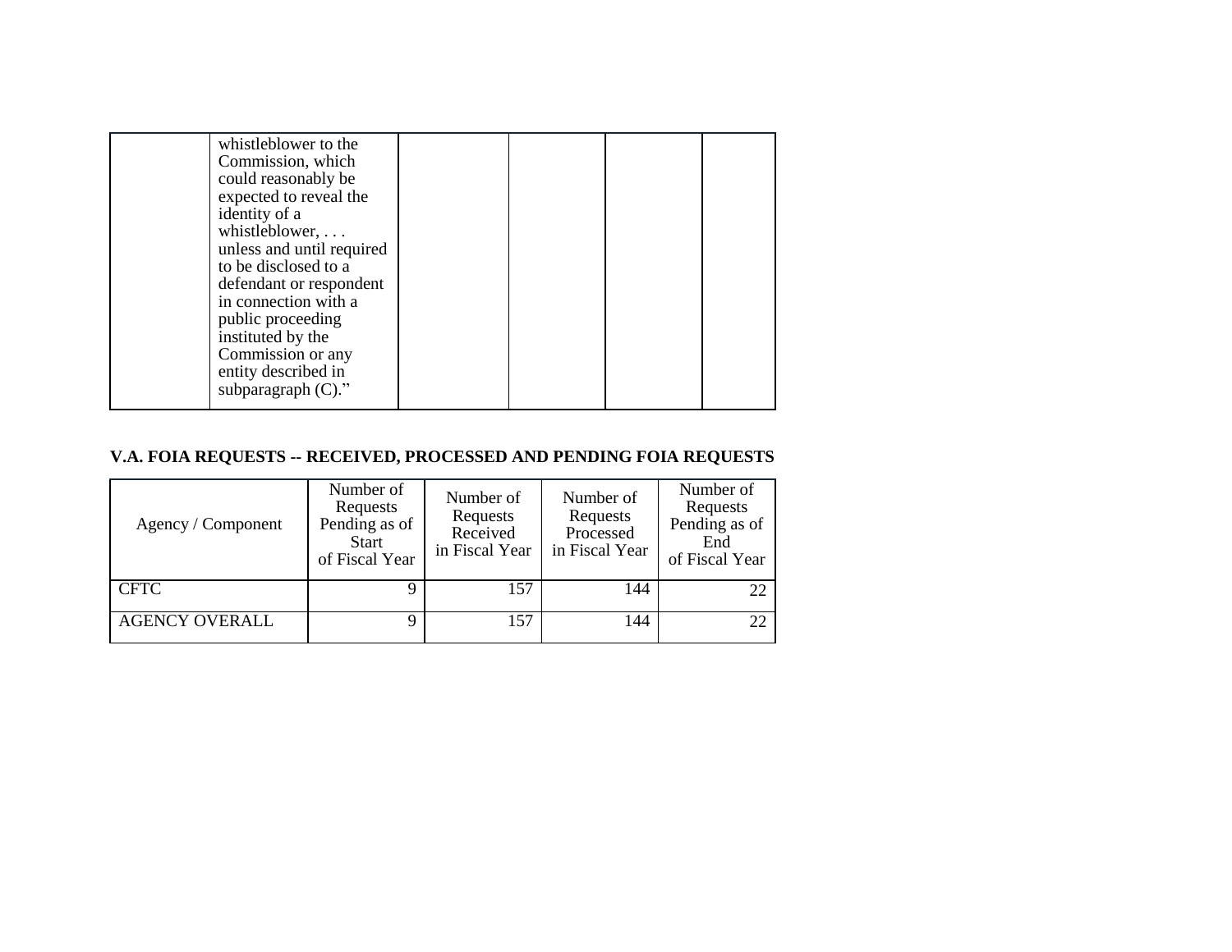| | | | | | |
|---|---|---|---|---|---|
| | whistleblower to the Commission, which could reasonably be expected to reveal the identity of a whistleblower, . . . unless and until required to be disclosed to a defendant or respondent in connection with a public proceeding instituted by the Commission or any entity described in subparagraph (C)." | | | | |

### V.A. FOIA REQUESTS -- RECEIVED, PROCESSED AND PENDING FOIA REQUESTS

| Agency / Component | Number of Requests Pending as of Start of Fiscal Year | Number of Requests Received in Fiscal Year | Number of Requests Processed in Fiscal Year | Number of Requests Pending as of End of Fiscal Year |
|---|---|---|---|---|
| CFTC | 9 | 157 | 144 | 22 |
| AGENCY OVERALL | 9 | 157 | 144 | 22 |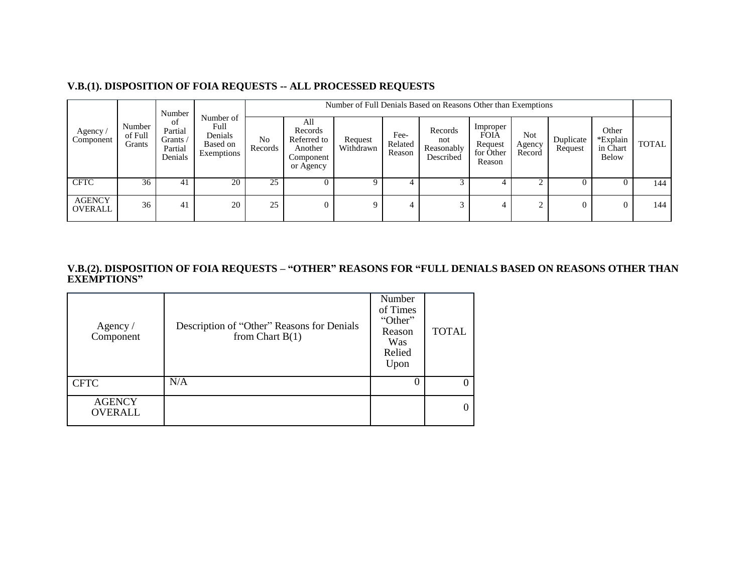### V.B.(1). DISPOSITION OF FOIA REQUESTS -- ALL PROCESSED REQUESTS

| Agency / Component | Number of Full Grants | Number of Partial Grants / Partial Denials | Number of Full Denials Based on Exemptions | Number of Full Denials Based on Reasons Other than Exemptions | | | | | | | | | |
|---|---|---|---|---|---|---|---|---|---|---|---|---|---|
| | | | | No Records | All Records Referred to Another Component or Agency | Request Withdrawn | Fee-Related Reason | Records not Reasonably Described | Improper FOIA Request for Other Reason | Not Agency Record | Duplicate Request | Other *Explain in Chart Below | TOTAL |
| CFTC | 36 | 41 | 20 | 25 | 0 | 9 | 4 | 3 | 4 | 2 | 0 | 0 | 144 |
| AGENCY OVERALL | 36 | 41 | 20 | 25 | 0 | 9 | 4 | 3 | 4 | 2 | 0 | 0 | 144 |

### V.B.(2). DISPOSITION OF FOIA REQUESTS – "OTHER" REASONS FOR "FULL DENIALS BASED ON REASONS OTHER THAN EXEMPTIONS"

| Agency / Component | Description of "Other" Reasons for Denials from Chart B(1) | Number of Times "Other" Reason Was Relied Upon | TOTAL |
|---|---|---|---|
| CFTC | N/A | 0 | 0 |
| AGENCY OVERALL | | | 0 |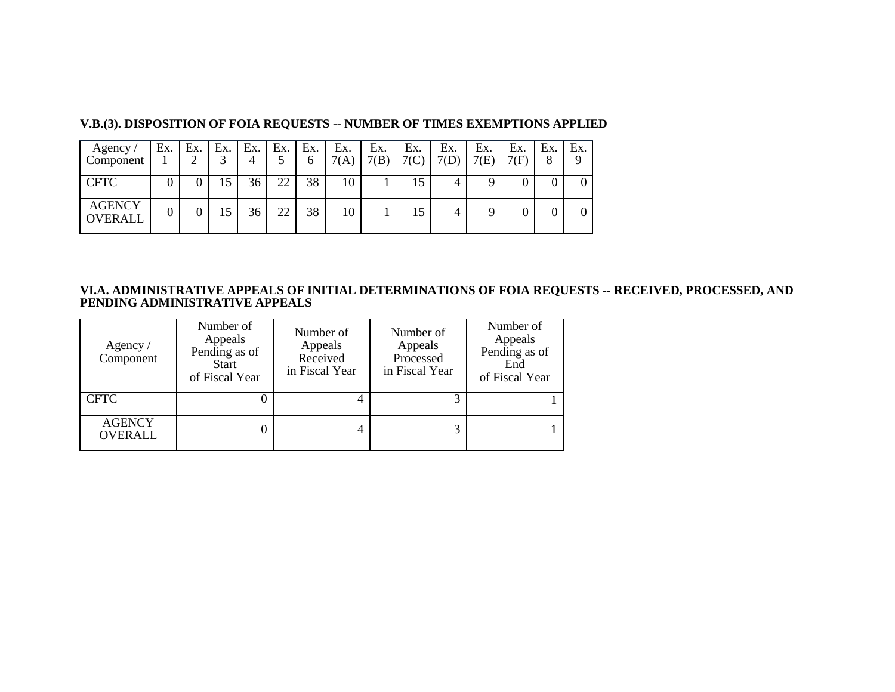### V.B.(3). DISPOSITION OF FOIA REQUESTS -- NUMBER OF TIMES EXEMPTIONS APPLIED

| Agency / Component | Ex. 1 | Ex. 2 | Ex. 3 | Ex. 4 | Ex. 5 | Ex. 6 | Ex. 7(A) | Ex. 7(B) | Ex. 7(C) | Ex. 7(D) | Ex. 7(E) | Ex. 7(F) | Ex. 8 | Ex. 9 |
|---|---|---|---|---|---|---|---|---|---|---|---|---|---|---|
| CFTC | 0 | 0 | 15 | 36 | 22 | 38 | 10 | 1 | 15 | 4 | 9 | 0 | 0 | 0 |
| AGENCY OVERALL | 0 | 0 | 15 | 36 | 22 | 38 | 10 | 1 | 15 | 4 | 9 | 0 | 0 | 0 |

### VI.A. ADMINISTRATIVE APPEALS OF INITIAL DETERMINATIONS OF FOIA REQUESTS -- RECEIVED, PROCESSED, AND PENDING ADMINISTRATIVE APPEALS

| Agency / Component | Number of Appeals Pending as of Start of Fiscal Year | Number of Appeals Received in Fiscal Year | Number of Appeals Processed in Fiscal Year | Number of Appeals Pending as of End of Fiscal Year |
|---|---|---|---|---|
| CFTC | 0 | 4 | 3 | 1 |
| AGENCY OVERALL | 0 | 4 | 3 | 1 |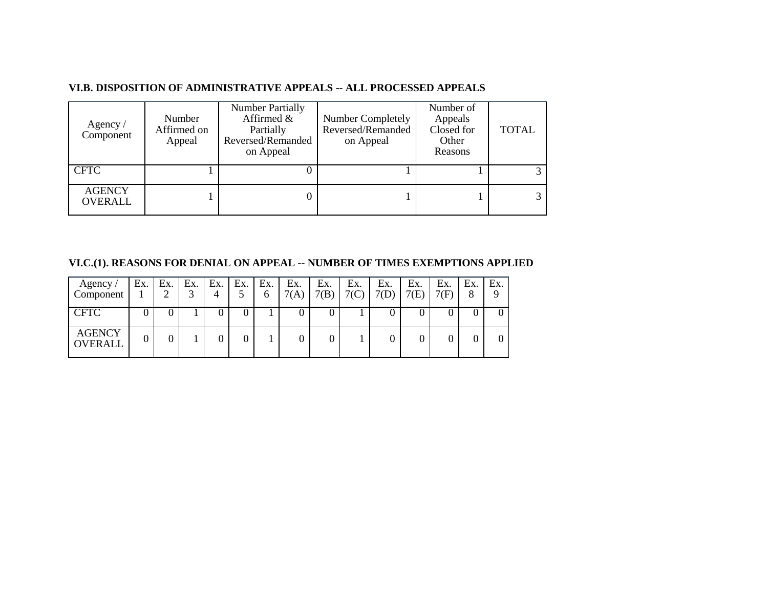### VI.B. DISPOSITION OF ADMINISTRATIVE APPEALS -- ALL PROCESSED APPEALS

| Agency / Component | Number Affirmed on Appeal | Number Partially Affirmed & Partially Reversed/Remanded on Appeal | Number Completely Reversed/Remanded on Appeal | Number of Appeals Closed for Other Reasons | TOTAL |
|---|---|---|---|---|---|
| CFTC | 1 | 0 | 1 | 1 | 3 |
| AGENCY OVERALL | 1 | 0 | 1 | 1 | 3 |

### VI.C.(1). REASONS FOR DENIAL ON APPEAL -- NUMBER OF TIMES EXEMPTIONS APPLIED

| Agency / Component | Ex. 1 | Ex. 2 | Ex. 3 | Ex. 4 | Ex. 5 | Ex. 6 | Ex. 7(A) | Ex. 7(B) | Ex. 7(C) | Ex. 7(D) | Ex. 7(E) | Ex. 7(F) | Ex. 8 | Ex. 9 |
|---|---|---|---|---|---|---|---|---|---|---|---|---|---|---|
| CFTC | 0 | 0 | 1 | 0 | 0 | 1 | 0 | 0 | 1 | 0 | 0 | 0 | 0 | 0 |
| AGENCY OVERALL | 0 | 0 | 1 | 0 | 0 | 1 | 0 | 0 | 1 | 0 | 0 | 0 | 0 | 0 |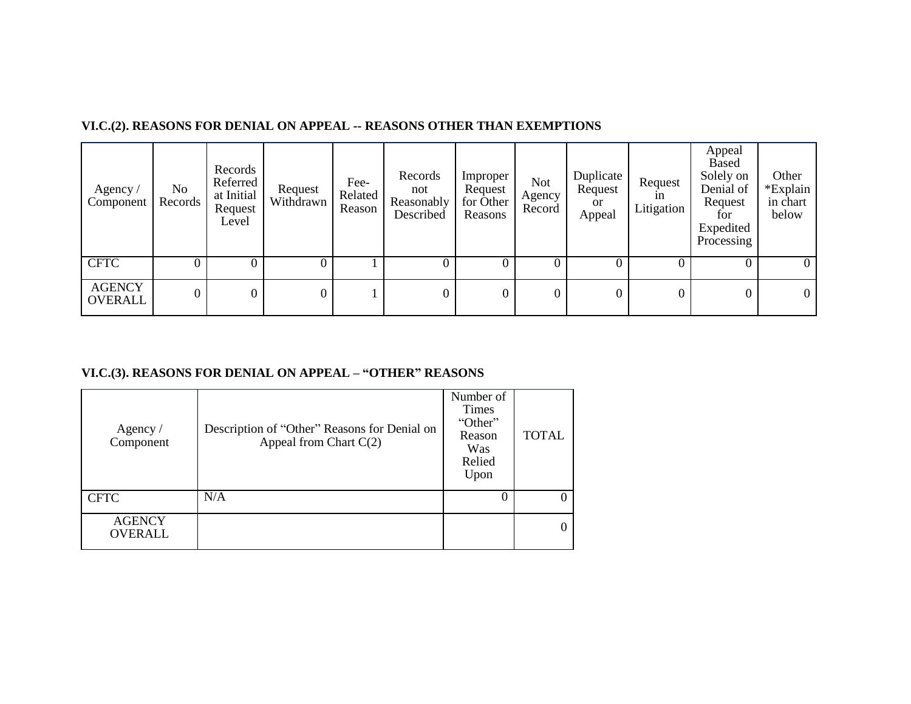**VI.C.(2). REASONS FOR DENIAL ON APPEAL -- REASONS OTHER THAN EXEMPTIONS**

| Agency / Component | No Records | Records Referred at Initial Request Level | Request Withdrawn | Fee-Related Reason | Records not Reasonably Described | Improper Request for Other Reasons | Not Agency Record | Duplicate Request or Appeal | Request in Litigation | Appeal Based Solely on Denial of Request for Expedited Processing | Other *Explain in chart below |
|---|---|---|---|---|---|---|---|---|---|---|---|
| CFTC | 0 | 0 | 0 | 1 | 0 | 0 | 0 | 0 | 0 | 0 | 0 |
| AGENCY OVERALL | 0 | 0 | 0 | 1 | 0 | 0 | 0 | 0 | 0 | 0 | 0 |

**VI.C.(3). REASONS FOR DENIAL ON APPEAL – "OTHER" REASONS**

| Agency / Component | Description of "Other" Reasons for Denial on Appeal from Chart C(2) | Number of Times "Other" Reason Was Relied Upon | TOTAL |
|---|---|---|---|
| CFTC | N/A | 0 | 0 |
| AGENCY OVERALL | | | 0 |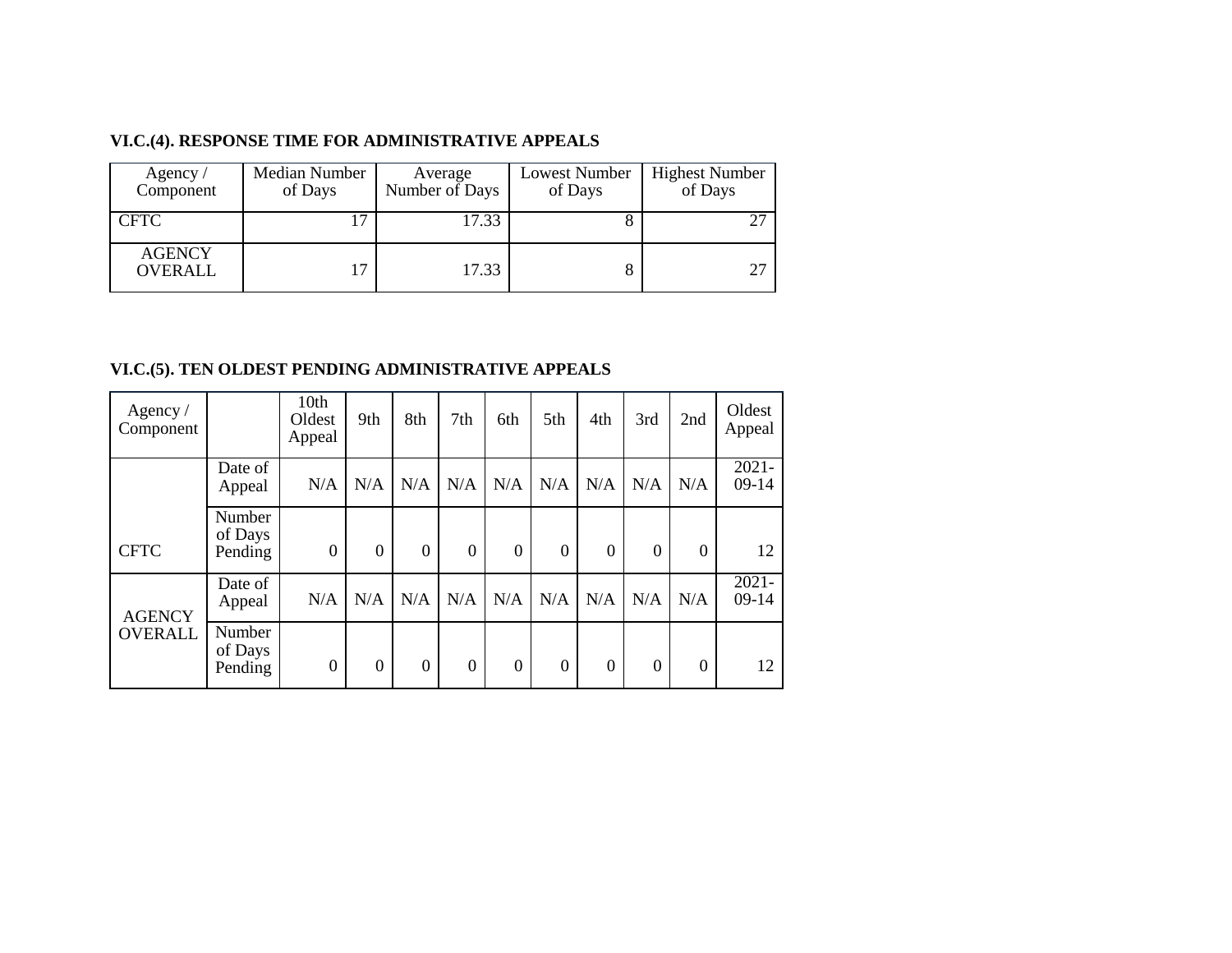### VI.C.(4). RESPONSE TIME FOR ADMINISTRATIVE APPEALS

| Agency / Component | Median Number of Days | Average Number of Days | Lowest Number of Days | Highest Number of Days |
|---|---|---|---|---|
| CFTC | 17 | 17.33 | 8 | 27 |
| AGENCY OVERALL | 17 | 17.33 | 8 | 27 |

### VI.C.(5). TEN OLDEST PENDING ADMINISTRATIVE APPEALS

| Agency / Component | | 10th Oldest Appeal | 9th | 8th | 7th | 6th | 5th | 4th | 3rd | 2nd | Oldest Appeal |
|---|---|---|---|---|---|---|---|---|---|---|---|
| CFTC | Date of Appeal | N/A | N/A | N/A | N/A | N/A | N/A | N/A | N/A | N/A | 2021-09-14 |
| | Number of Days Pending | 0 | 0 | 0 | 0 | 0 | 0 | 0 | 0 | 0 | 12 |
| AGENCY OVERALL | Date of Appeal | N/A | N/A | N/A | N/A | N/A | N/A | N/A | N/A | N/A | 2021-09-14 |
| | Number of Days Pending | 0 | 0 | 0 | 0 | 0 | 0 | 0 | 0 | 0 | 12 |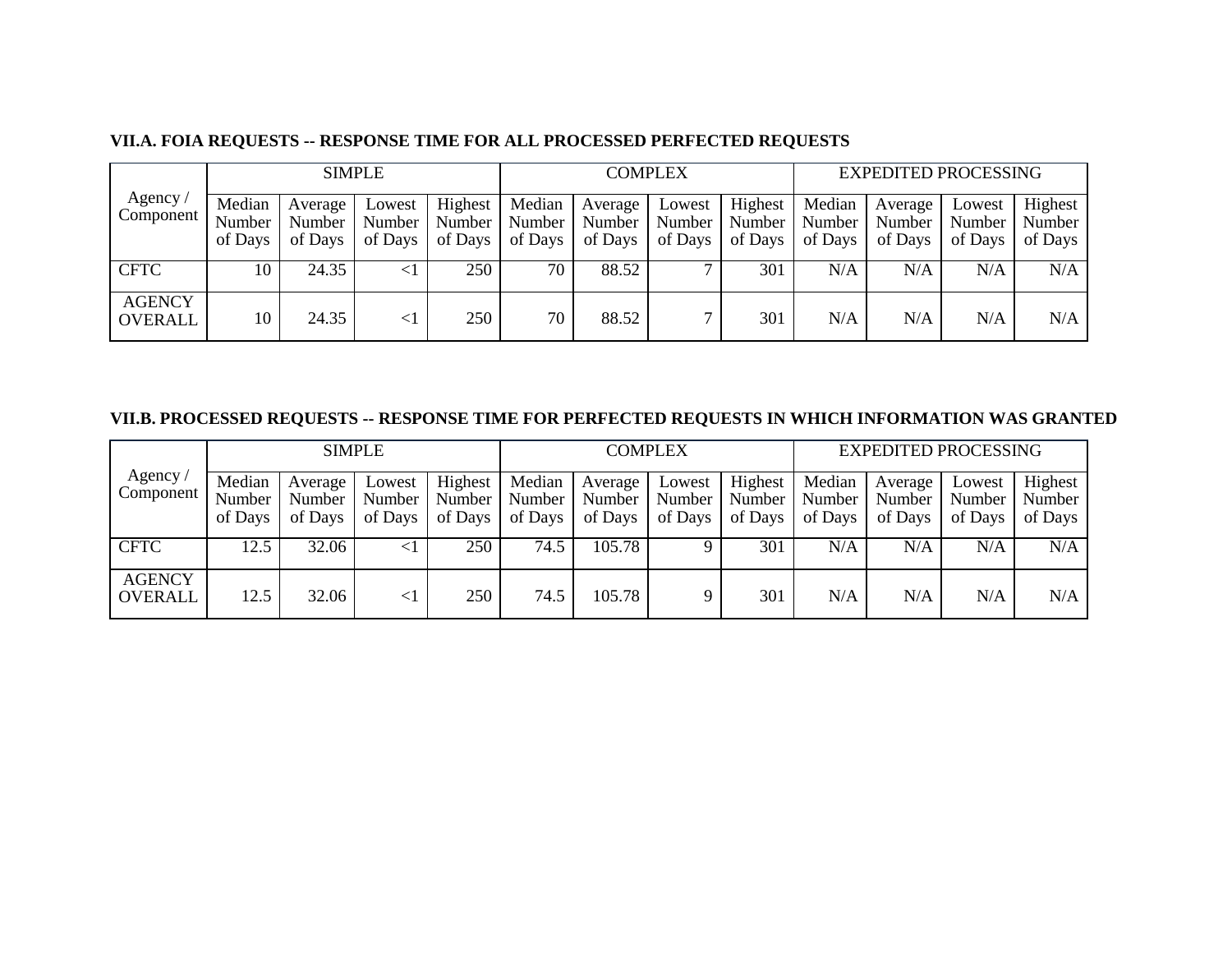### VII.A. FOIA REQUESTS -- RESPONSE TIME FOR ALL PROCESSED PERFECTED REQUESTS

| Agency / Component | SIMPLE | | | | COMPLEX | | | | EXPEDITED PROCESSING | | | |
|---|---|---|---|---|---|---|---|---|---|---|---|---|
| | Median Number of Days | Average Number of Days | Lowest Number of Days | Highest Number of Days | Median Number of Days | Average Number of Days | Lowest Number of Days | Highest Number of Days | Median Number of Days | Average Number of Days | Lowest Number of Days | Highest Number of Days |
| CFTC | 10 | 24.35 | <1 | 250 | 70 | 88.52 | 7 | 301 | N/A | N/A | N/A | N/A |
| AGENCY OVERALL | 10 | 24.35 | <1 | 250 | 70 | 88.52 | 7 | 301 | N/A | N/A | N/A | N/A |

### VII.B. PROCESSED REQUESTS -- RESPONSE TIME FOR PERFECTED REQUESTS IN WHICH INFORMATION WAS GRANTED

| Agency / Component | SIMPLE | | | | COMPLEX | | | | EXPEDITED PROCESSING | | | |
|---|---|---|---|---|---|---|---|---|---|---|---|---|
| | Median Number of Days | Average Number of Days | Lowest Number of Days | Highest Number of Days | Median Number of Days | Average Number of Days | Lowest Number of Days | Highest Number of Days | Median Number of Days | Average Number of Days | Lowest Number of Days | Highest Number of Days |
| CFTC | 12.5 | 32.06 | <1 | 250 | 74.5 | 105.78 | 9 | 301 | N/A | N/A | N/A | N/A |
| AGENCY OVERALL | 12.5 | 32.06 | <1 | 250 | 74.5 | 105.78 | 9 | 301 | N/A | N/A | N/A | N/A |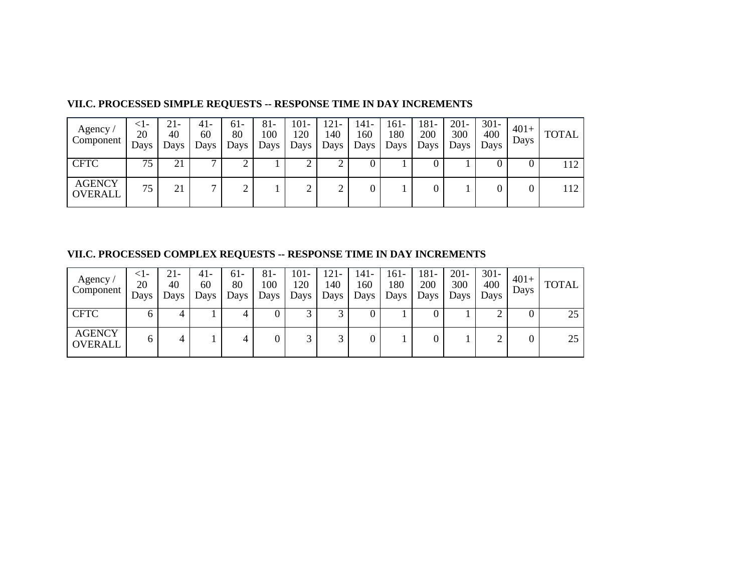**VII.C. PROCESSED SIMPLE REQUESTS -- RESPONSE TIME IN DAY INCREMENTS**

| Agency / Component | <1-20 Days | 21-40 Days | 41-60 Days | 61-80 Days | 81-100 Days | 101-120 Days | 121-140 Days | 141-160 Days | 161-180 Days | 181-200 Days | 201-300 Days | 301-400 Days | 401+ Days | TOTAL |
|---|---|---|---|---|---|---|---|---|---|---|---|---|---|---|
| CFTC | 75 | 21 | 7 | 2 | 1 | 2 | 2 | 0 | 1 | 0 | 1 | 0 | 0 | 112 |
| AGENCY OVERALL | 75 | 21 | 7 | 2 | 1 | 2 | 2 | 0 | 1 | 0 | 1 | 0 | 0 | 112 |

**VII.C. PROCESSED COMPLEX REQUESTS -- RESPONSE TIME IN DAY INCREMENTS**

| Agency / Component | <1-20 Days | 21-40 Days | 41-60 Days | 61-80 Days | 81-100 Days | 101-120 Days | 121-140 Days | 141-160 Days | 161-180 Days | 181-200 Days | 201-300 Days | 301-400 Days | 401+ Days | TOTAL |
|---|---|---|---|---|---|---|---|---|---|---|---|---|---|---|
| CFTC | 6 | 4 | 1 | 4 | 0 | 3 | 3 | 0 | 1 | 0 | 1 | 2 | 0 | 25 |
| AGENCY OVERALL | 6 | 4 | 1 | 4 | 0 | 3 | 3 | 0 | 1 | 0 | 1 | 2 | 0 | 25 |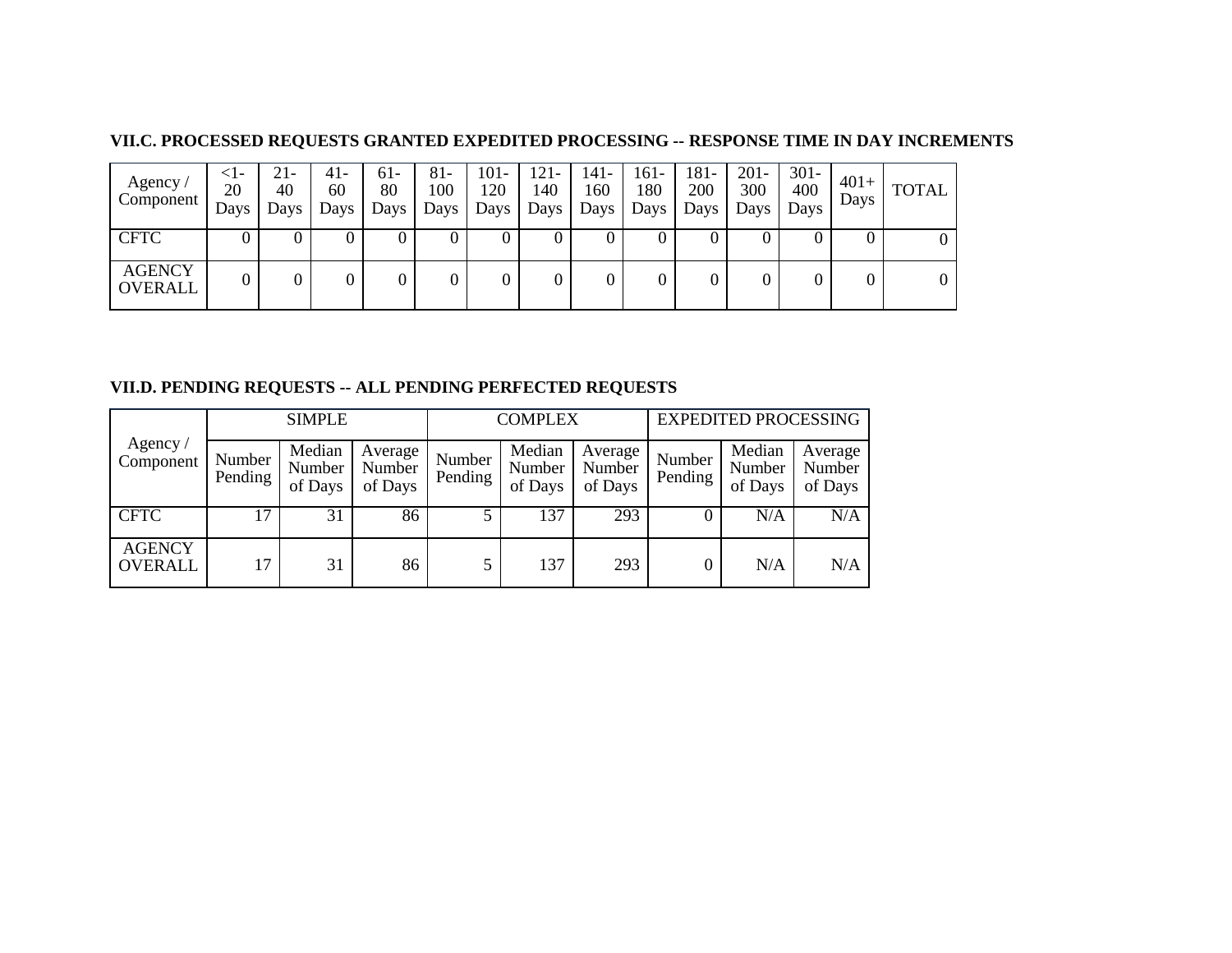**VII.C. PROCESSED REQUESTS GRANTED EXPEDITED PROCESSING -- RESPONSE TIME IN DAY INCREMENTS**

| Agency / Component | <1-20 Days | 21-40 Days | 41-60 Days | 61-80 Days | 81-100 Days | 101-120 Days | 121-140 Days | 141-160 Days | 161-180 Days | 181-200 Days | 201-300 Days | 301-400 Days | 401+ Days | TOTAL |
|---|---|---|---|---|---|---|---|---|---|---|---|---|---|---|
| CFTC | 0 | 0 | 0 | 0 | 0 | 0 | 0 | 0 | 0 | 0 | 0 | 0 | 0 | 0 |
| AGENCY OVERALL | 0 | 0 | 0 | 0 | 0 | 0 | 0 | 0 | 0 | 0 | 0 | 0 | 0 | 0 |

**VII.D. PENDING REQUESTS -- ALL PENDING PERFECTED REQUESTS**

| Agency / Component | SIMPLE | | | COMPLEX | | | EXPEDITED PROCESSING | | |
|---|---|---|---|---|---|---|---|---|---|
| | Number Pending | Median Number of Days | Average Number of Days | Number Pending | Median Number of Days | Average Number of Days | Number Pending | Median Number of Days | Average Number of Days |
| CFTC | 17 | 31 | 86 | 5 | 137 | 293 | 0 | N/A | N/A |
| AGENCY OVERALL | 17 | 31 | 86 | 5 | 137 | 293 | 0 | N/A | N/A |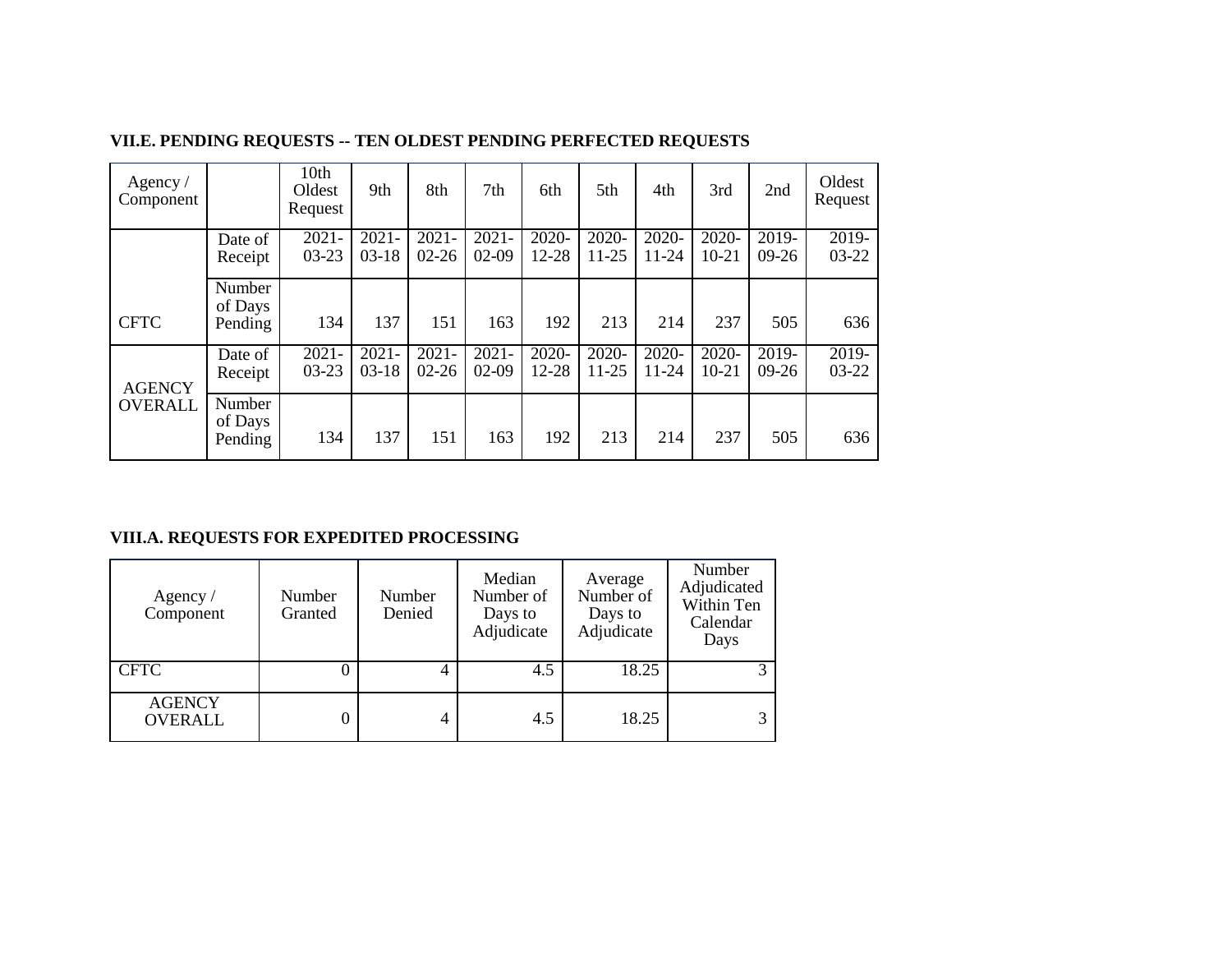### VII.E. PENDING REQUESTS -- TEN OLDEST PENDING PERFECTED REQUESTS

| Agency / Component | | 10th Oldest Request | 9th | 8th | 7th | 6th | 5th | 4th | 3rd | 2nd | Oldest Request |
|---|---|---|---|---|---|---|---|---|---|---|---|
| CFTC | Date of Receipt | 2021-03-23 | 2021-03-18 | 2021-02-26 | 2021-02-09 | 2020-12-28 | 2020-11-25 | 2020-11-24 | 2020-10-21 | 2019-09-26 | 2019-03-22 |
| | Number of Days Pending | 134 | 137 | 151 | 163 | 192 | 213 | 214 | 237 | 505 | 636 |
| AGENCY OVERALL | Date of Receipt | 2021-03-23 | 2021-03-18 | 2021-02-26 | 2021-02-09 | 2020-12-28 | 2020-11-25 | 2020-11-24 | 2020-10-21 | 2019-09-26 | 2019-03-22 |
| | Number of Days Pending | 134 | 137 | 151 | 163 | 192 | 213 | 214 | 237 | 505 | 636 |

### VIII.A. REQUESTS FOR EXPEDITED PROCESSING

| Agency / Component | Number Granted | Number Denied | Median Number of Days to Adjudicate | Average Number of Days to Adjudicate | Number Adjudicated Within Ten Calendar Days |
|---|---|---|---|---|---|
| CFTC | 0 | 4 | 4.5 | 18.25 | 3 |
| AGENCY OVERALL | 0 | 4 | 4.5 | 18.25 | 3 |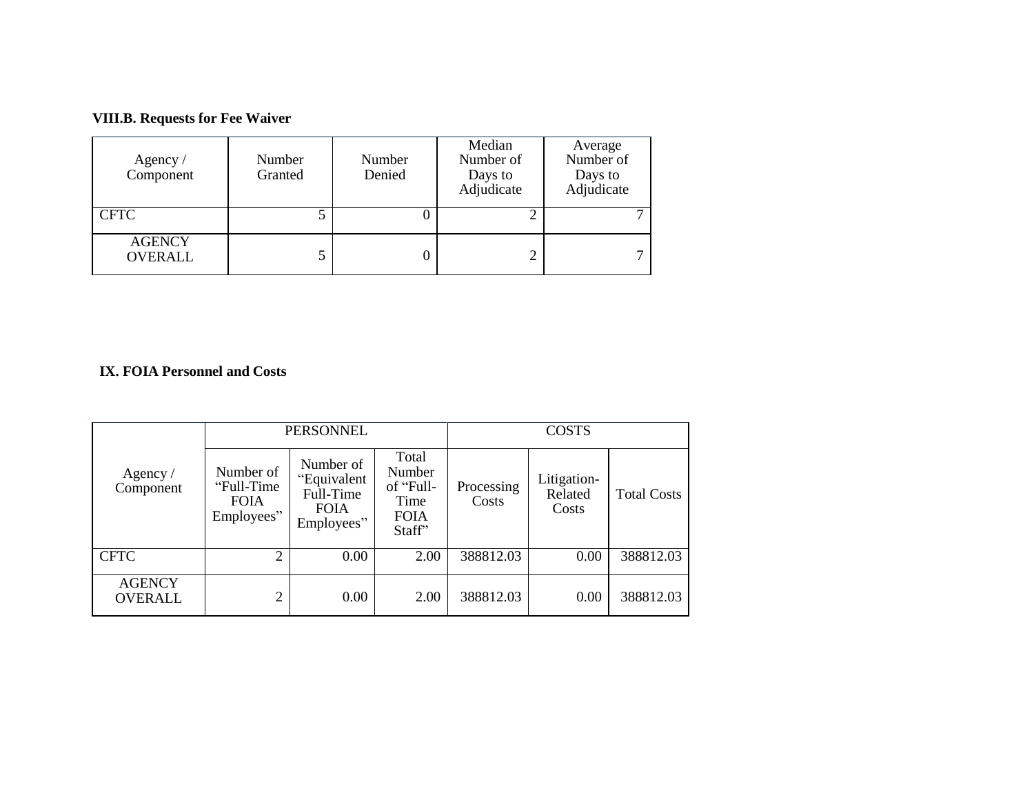### VIII.B. Requests for Fee Waiver

| Agency / Component | Number Granted | Number Denied | Median Number of Days to Adjudicate | Average Number of Days to Adjudicate |
|---|---|---|---|---|
| CFTC | 5 | 0 | 2 | 7 |
| AGENCY OVERALL | 5 | 0 | 2 | 7 |

### IX. FOIA Personnel and Costs

| | PERSONNEL | | | COSTS | | |
|---|---|---|---|---|---|---|
| Agency / Component | Number of "Full-Time FOIA Employees" | Number of "Equivalent Full-Time FOIA Employees" | Total Number of "Full-Time FOIA Staff" | Processing Costs | Litigation-Related Costs | Total Costs |
| CFTC | 2 | 0.00 | 2.00 | 388812.03 | 0.00 | 388812.03 |
| AGENCY OVERALL | 2 | 0.00 | 2.00 | 388812.03 | 0.00 | 388812.03 |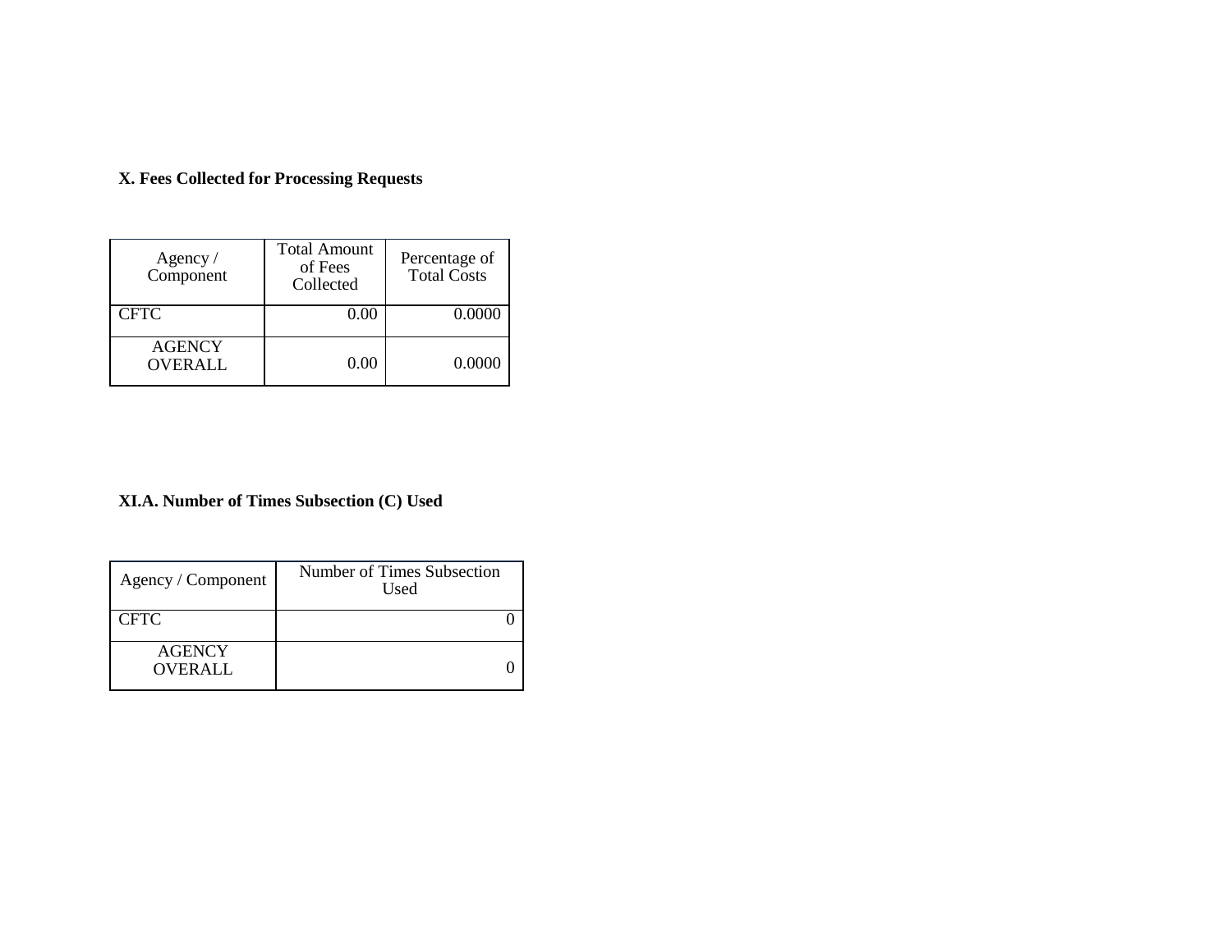### X. Fees Collected for Processing Requests

| Agency / Component | Total Amount of Fees Collected | Percentage of Total Costs |
|---|---|---|
| CFTC | 0.00 | 0.0000 |
| AGENCY OVERALL | 0.00 | 0.0000 |

### XI.A. Number of Times Subsection (C) Used

| Agency / Component | Number of Times Subsection Used |
|---|---|
| CFTC | 0 |
| AGENCY OVERALL | 0 |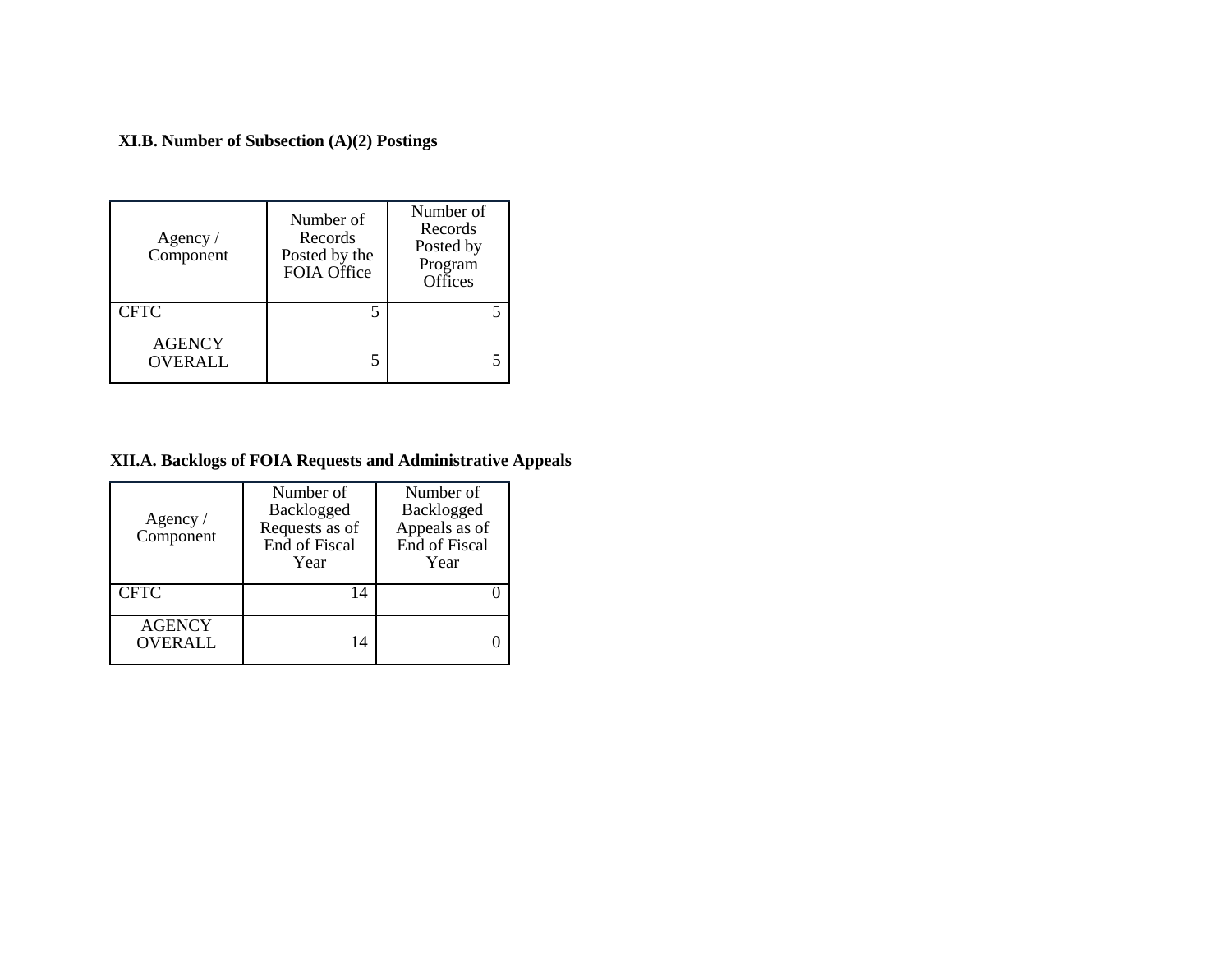### XI.B. Number of Subsection (A)(2) Postings

| Agency / Component | Number of Records Posted by the FOIA Office | Number of Records Posted by Program Offices |
|---|---|---|
| CFTC | 5 | 5 |
| AGENCY OVERALL | 5 | 5 |

### XII.A. Backlogs of FOIA Requests and Administrative Appeals

| Agency / Component | Number of Backlogged Requests as of End of Fiscal Year | Number of Backlogged Appeals as of End of Fiscal Year |
|---|---|---|
| CFTC | 14 | 0 |
| AGENCY OVERALL | 14 | 0 |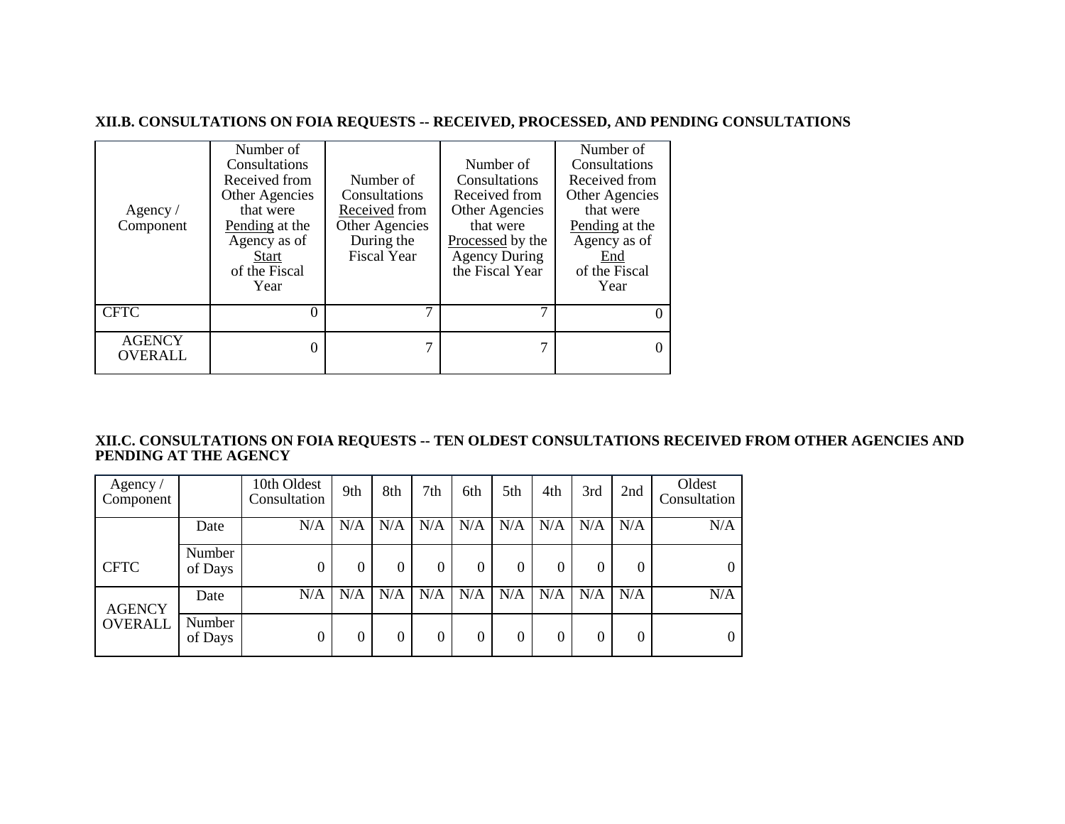### XII.B. CONSULTATIONS ON FOIA REQUESTS -- RECEIVED, PROCESSED, AND PENDING CONSULTATIONS

| Agency / Component | Number of Consultations Received from Other Agencies that were Pending at the Agency as of Start of the Fiscal Year | Number of Consultations Received from Other Agencies During the Fiscal Year | Number of Consultations Received from Other Agencies that were Processed by the Agency During the Fiscal Year | Number of Consultations Received from Other Agencies that were Pending at the Agency as of End of the Fiscal Year |
|---|---|---|---|---|
| CFTC | 0 | 7 | 7 | 0 |
| AGENCY OVERALL | 0 | 7 | 7 | 0 |

### XII.C. CONSULTATIONS ON FOIA REQUESTS -- TEN OLDEST CONSULTATIONS RECEIVED FROM OTHER AGENCIES AND PENDING AT THE AGENCY

| Agency / Component | | 10th Oldest Consultation | 9th | 8th | 7th | 6th | 5th | 4th | 3rd | 2nd | Oldest Consultation |
|---|---|---|---|---|---|---|---|---|---|---|---|
| CFTC | Date | N/A | N/A | N/A | N/A | N/A | N/A | N/A | N/A | N/A | N/A |
| | Number of Days | 0 | 0 | 0 | 0 | 0 | 0 | 0 | 0 | 0 | 0 |
| AGENCY OVERALL | Date | N/A | N/A | N/A | N/A | N/A | N/A | N/A | N/A | N/A | N/A |
| | Number of Days | 0 | 0 | 0 | 0 | 0 | 0 | 0 | 0 | 0 | 0 |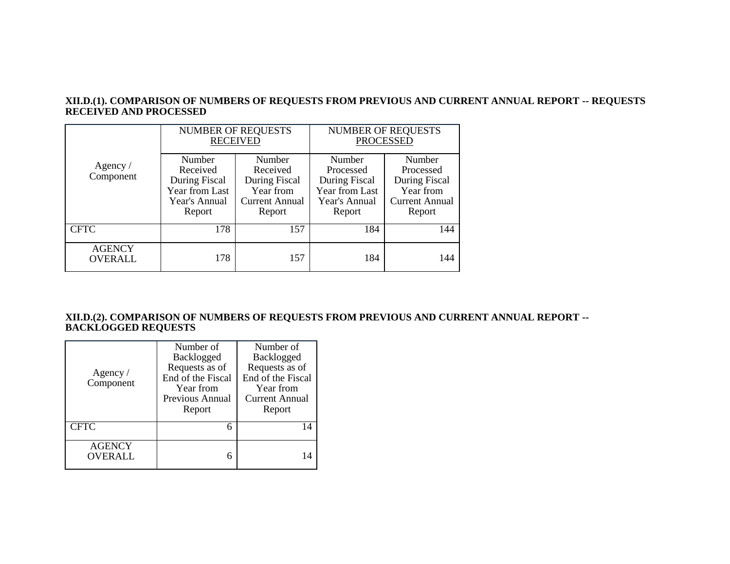**XII.D.(1). COMPARISON OF NUMBERS OF REQUESTS FROM PREVIOUS AND CURRENT ANNUAL REPORT -- REQUESTS RECEIVED AND PROCESSED**

| Agency / Component | NUMBER OF REQUESTS RECEIVED | | NUMBER OF REQUESTS PROCESSED | |
|---|---|---|---|---|
| | Number Received During Fiscal Year from Last Year's Annual Report | Number Received During Fiscal Year from Current Annual Report | Number Processed During Fiscal Year from Last Year's Annual Report | Number Processed During Fiscal Year from Current Annual Report |
| CFTC | 178 | 157 | 184 | 144 |
| AGENCY OVERALL | 178 | 157 | 184 | 144 |

**XII.D.(2). COMPARISON OF NUMBERS OF REQUESTS FROM PREVIOUS AND CURRENT ANNUAL REPORT -- BACKLOGGED REQUESTS**

| Agency / Component | Number of Backlogged Requests as of End of the Fiscal Year from Previous Annual Report | Number of Backlogged Requests as of End of the Fiscal Year from Current Annual Report |
|---|---|---|
| CFTC | 6 | 14 |
| AGENCY OVERALL | 6 | 14 |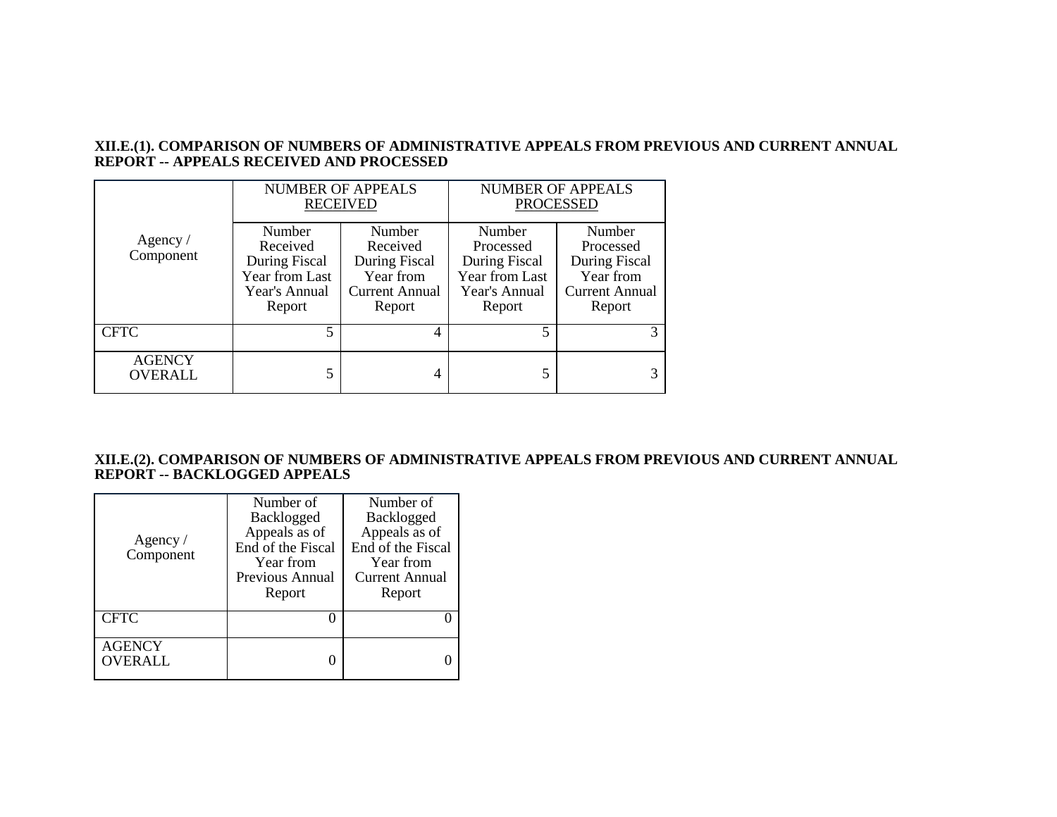**XII.E.(1). COMPARISON OF NUMBERS OF ADMINISTRATIVE APPEALS FROM PREVIOUS AND CURRENT ANNUAL REPORT -- APPEALS RECEIVED AND PROCESSED**

| Agency / Component | NUMBER OF APPEALS RECEIVED | | NUMBER OF APPEALS PROCESSED | |
|---|---|---|---|---|
| | Number Received During Fiscal Year from Last Year's Annual Report | Number Received During Fiscal Year from Current Annual Report | Number Processed During Fiscal Year from Last Year's Annual Report | Number Processed During Fiscal Year from Current Annual Report |
| CFTC | 5 | 4 | 5 | 3 |
| AGENCY OVERALL | 5 | 4 | 5 | 3 |

**XII.E.(2). COMPARISON OF NUMBERS OF ADMINISTRATIVE APPEALS FROM PREVIOUS AND CURRENT ANNUAL REPORT -- BACKLOGGED APPEALS**

| Agency / Component | Number of Backlogged Appeals as of End of the Fiscal Year from Previous Annual Report | Number of Backlogged Appeals as of End of the Fiscal Year from Current Annual Report |
|---|---|---|
| CFTC | 0 | 0 |
| AGENCY OVERALL | 0 | 0 |